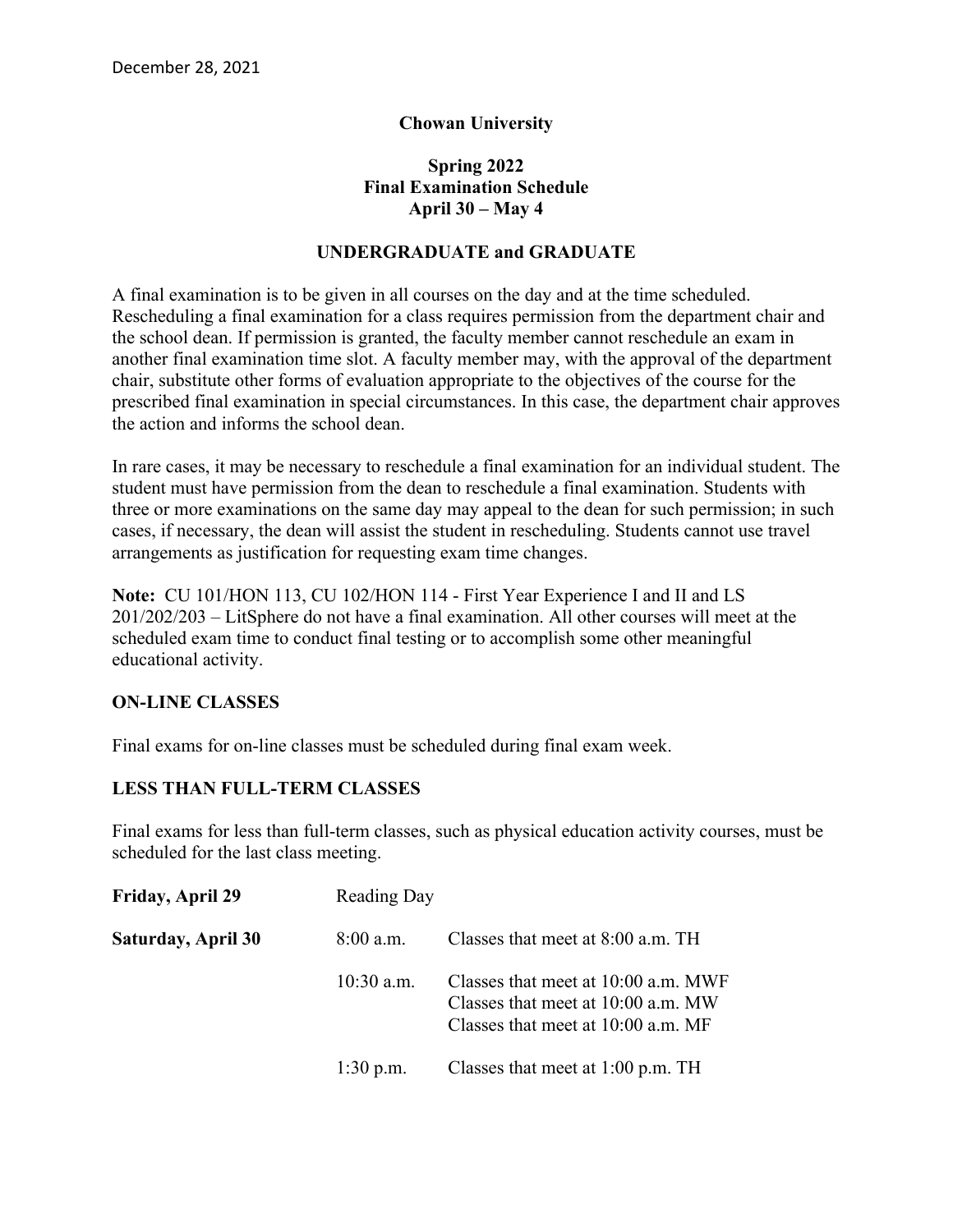December 28, 2021

**Chowan University**

**Spring 2022**
**Final Examination Schedule**
**April 30 – May 4**

**UNDERGRADUATE and GRADUATE**

A final examination is to be given in all courses on the day and at the time scheduled. Rescheduling a final examination for a class requires permission from the department chair and the school dean. If permission is granted, the faculty member cannot reschedule an exam in another final examination time slot. A faculty member may, with the approval of the department chair, substitute other forms of evaluation appropriate to the objectives of the course for the prescribed final examination in special circumstances. In this case, the department chair approves the action and informs the school dean.

In rare cases, it may be necessary to reschedule a final examination for an individual student. The student must have permission from the dean to reschedule a final examination. Students with three or more examinations on the same day may appeal to the dean for such permission; in such cases, if necessary, the dean will assist the student in rescheduling. Students cannot use travel arrangements as justification for requesting exam time changes.

**Note:** CU 101/HON 113, CU 102/HON 114 - First Year Experience I and II and LS 201/202/203 – LitSphere do not have a final examination. All other courses will meet at the scheduled exam time to conduct final testing or to accomplish some other meaningful educational activity.

**ON-LINE CLASSES**

Final exams for on-line classes must be scheduled during final exam week.

**LESS THAN FULL-TERM CLASSES**

Final exams for less than full-term classes, such as physical education activity courses, must be scheduled for the last class meeting.

| | | |
|---|---|---|
| **Friday, April 29** | Reading Day | |
| **Saturday, April 30** | 8:00 a.m. | Classes that meet at 8:00 a.m. TH |
| | 10:30 a.m. | Classes that meet at 10:00 a.m. MWF<br>Classes that meet at 10:00 a.m. MW<br>Classes that meet at 10:00 a.m. MF |
| | 1:30 p.m. | Classes that meet at 1:00 p.m. TH |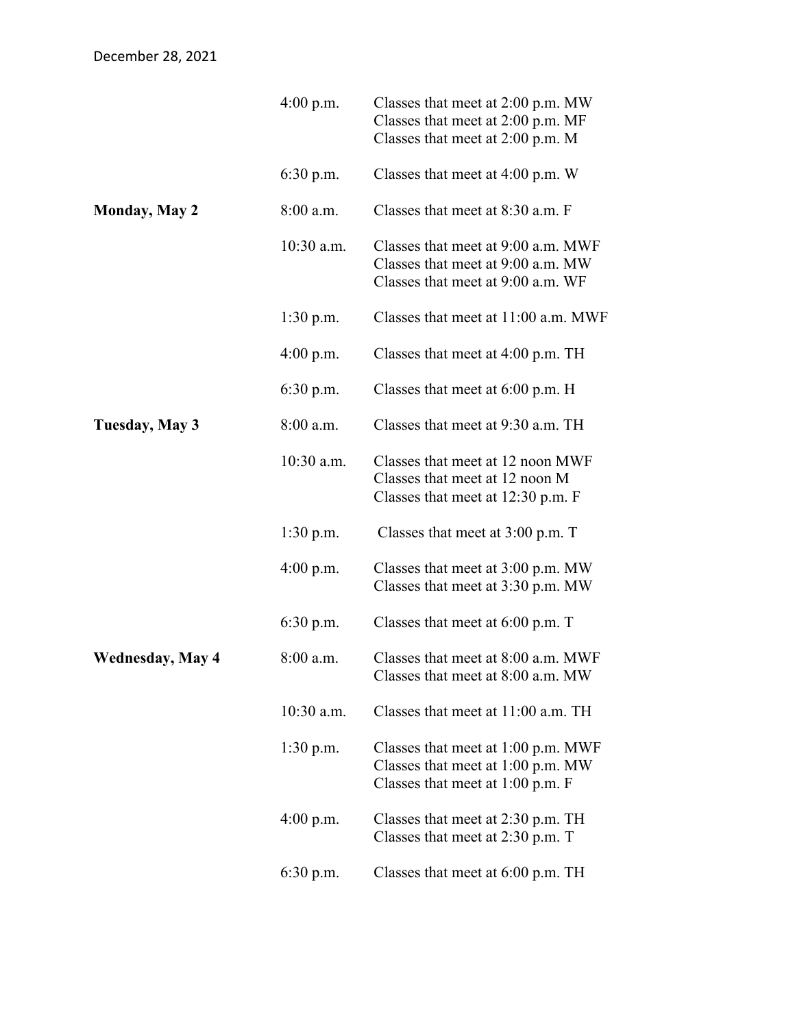| | | |
|---|---|---|
| | 4:00 p.m. | Classes that meet at 2:00 p.m. MW<br>Classes that meet at 2:00 p.m. MF<br>Classes that meet at 2:00 p.m. M |
| | 6:30 p.m. | Classes that meet at 4:00 p.m. W |
| **Monday, May 2** | 8:00 a.m. | Classes that meet at 8:30 a.m. F |
| | 10:30 a.m. | Classes that meet at 9:00 a.m. MWF<br>Classes that meet at 9:00 a.m. MW<br>Classes that meet at 9:00 a.m. WF |
| | 1:30 p.m. | Classes that meet at 11:00 a.m. MWF |
| | 4:00 p.m. | Classes that meet at 4:00 p.m. TH |
| | 6:30 p.m. | Classes that meet at 6:00 p.m. H |
| **Tuesday, May 3** | 8:00 a.m. | Classes that meet at 9:30 a.m. TH |
| | 10:30 a.m. | Classes that meet at 12 noon MWF<br>Classes that meet at 12 noon M<br>Classes that meet at 12:30 p.m. F |
| | 1:30 p.m. | Classes that meet at 3:00 p.m. T |
| | 4:00 p.m. | Classes that meet at 3:00 p.m. MW<br>Classes that meet at 3:30 p.m. MW |
| | 6:30 p.m. | Classes that meet at 6:00 p.m. T |
| **Wednesday, May 4** | 8:00 a.m. | Classes that meet at 8:00 a.m. MWF<br>Classes that meet at 8:00 a.m. MW |
| | 10:30 a.m. | Classes that meet at 11:00 a.m. TH |
| | 1:30 p.m. | Classes that meet at 1:00 p.m. MWF<br>Classes that meet at 1:00 p.m. MW<br>Classes that meet at 1:00 p.m. F |
| | 4:00 p.m. | Classes that meet at 2:30 p.m. TH<br>Classes that meet at 2:30 p.m. T |
| | 6:30 p.m. | Classes that meet at 6:00 p.m. TH |